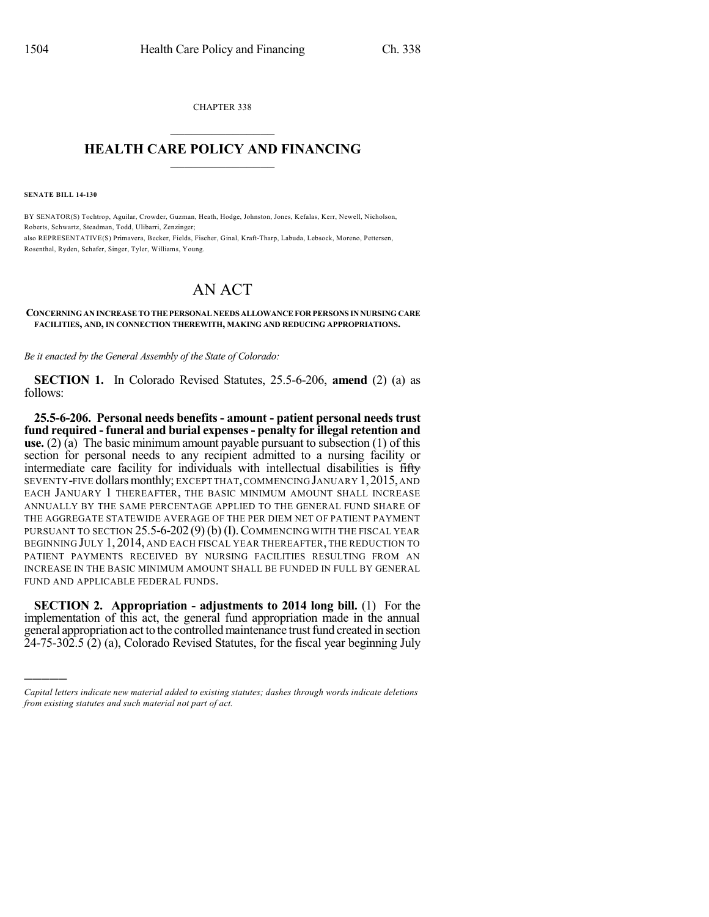CHAPTER 338

## HEALTH CARE POLICY AND FINANCING

**SENATE BILL 14-130**

BY SENATOR(S) Tochtrop, Aguilar, Crowder, Guzman, Heath, Hodge, Johnston, Jones, Kefalas, Kerr, Newell, Nicholson, Roberts, Schwartz, Steadman, Todd, Ulibarri, Zenzinger;
also REPRESENTATIVE(S) Primavera, Becker, Fields, Fischer, Ginal, Kraft-Tharp, Labuda, Lebsock, Moreno, Pettersen, Rosenthal, Ryden, Schafer, Singer, Tyler, Williams, Young.

# AN ACT

**CONCERNING AN INCREASE TO THE PERSONAL NEEDS ALLOWANCE FOR PERSONS IN NURSING CARE FACILITIES, AND, IN CONNECTION THEREWITH, MAKING AND REDUCING APPROPRIATIONS.**

*Be it enacted by the General Assembly of the State of Colorado:*

**SECTION 1.** In Colorado Revised Statutes, 25.5-6-206, **amend** (2) (a) as follows:

**25.5-6-206. Personal needs benefits - amount - patient personal needs trust fund required - funeral and burial expenses - penalty for illegal retention and use.** (2) (a) The basic minimum amount payable pursuant to subsection (1) of this section for personal needs to any recipient admitted to a nursing facility or intermediate care facility for individuals with intellectual disabilities is ~~fifty~~ SEVENTY-FIVE dollars monthly; EXCEPT THAT, COMMENCING JANUARY 1, 2015, AND EACH JANUARY 1 THEREAFTER, THE BASIC MINIMUM AMOUNT SHALL INCREASE ANNUALLY BY THE SAME PERCENTAGE APPLIED TO THE GENERAL FUND SHARE OF THE AGGREGATE STATEWIDE AVERAGE OF THE PER DIEM NET OF PATIENT PAYMENT PURSUANT TO SECTION 25.5-6-202 (9) (b) (I). COMMENCING WITH THE FISCAL YEAR BEGINNING JULY 1, 2014, AND EACH FISCAL YEAR THEREAFTER, THE REDUCTION TO PATIENT PAYMENTS RECEIVED BY NURSING FACILITIES RESULTING FROM AN INCREASE IN THE BASIC MINIMUM AMOUNT SHALL BE FUNDED IN FULL BY GENERAL FUND AND APPLICABLE FEDERAL FUNDS.

**SECTION 2. Appropriation - adjustments to 2014 long bill.** (1) For the implementation of this act, the general fund appropriation made in the annual general appropriation act to the controlled maintenance trust fund created in section 24-75-302.5 (2) (a), Colorado Revised Statutes, for the fiscal year beginning July

---

*Capital letters indicate new material added to existing statutes; dashes through words indicate deletions from existing statutes and such material not part of act.*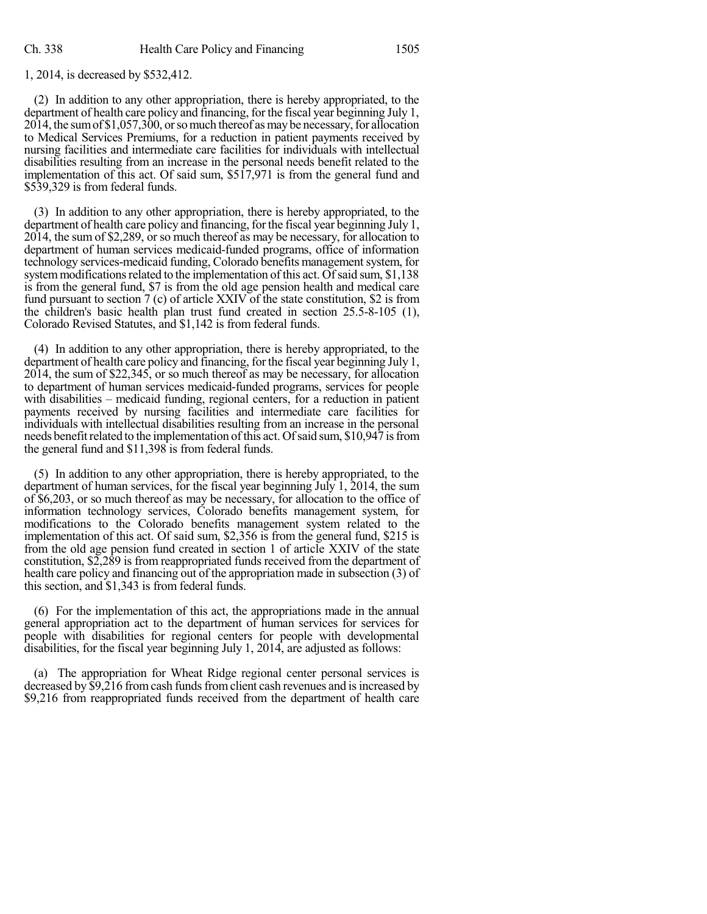1, 2014, is decreased by $532,412.

(2) In addition to any other appropriation, there is hereby appropriated, to the department of health care policy and financing, for the fiscal year beginning July 1, 2014, the sum of $1,057,300, or so much thereof as may be necessary, for allocation to Medical Services Premiums, for a reduction in patient payments received by nursing facilities and intermediate care facilities for individuals with intellectual disabilities resulting from an increase in the personal needs benefit related to the implementation of this act. Of said sum, $517,971 is from the general fund and $539,329 is from federal funds.

(3) In addition to any other appropriation, there is hereby appropriated, to the department of health care policy and financing, for the fiscal year beginning July 1, 2014, the sum of $2,289, or so much thereof as may be necessary, for allocation to department of human services medicaid-funded programs, office of information technology services-medicaid funding, Colorado benefits management system, for system modifications related to the implementation of this act. Of said sum, $1,138 is from the general fund, $7 is from the old age pension health and medical care fund pursuant to section 7 (c) of article XXIV of the state constitution, $2 is from the children's basic health plan trust fund created in section 25.5-8-105 (1), Colorado Revised Statutes, and $1,142 is from federal funds.

(4) In addition to any other appropriation, there is hereby appropriated, to the department of health care policy and financing, for the fiscal year beginning July 1, 2014, the sum of $22,345, or so much thereof as may be necessary, for allocation to department of human services medicaid-funded programs, services for people with disabilities – medicaid funding, regional centers, for a reduction in patient payments received by nursing facilities and intermediate care facilities for individuals with intellectual disabilities resulting from an increase in the personal needs benefit related to the implementation of this act. Of said sum, $10,947 is from the general fund and $11,398 is from federal funds.

(5) In addition to any other appropriation, there is hereby appropriated, to the department of human services, for the fiscal year beginning July 1, 2014, the sum of $6,203, or so much thereof as may be necessary, for allocation to the office of information technology services, Colorado benefits management system, for modifications to the Colorado benefits management system related to the implementation of this act. Of said sum, $2,356 is from the general fund, $215 is from the old age pension fund created in section 1 of article XXIV of the state constitution, $2,289 is from reappropriated funds received from the department of health care policy and financing out of the appropriation made in subsection (3) of this section, and $1,343 is from federal funds.

(6) For the implementation of this act, the appropriations made in the annual general appropriation act to the department of human services for services for people with disabilities for regional centers for people with developmental disabilities, for the fiscal year beginning July 1, 2014, are adjusted as follows:

(a) The appropriation for Wheat Ridge regional center personal services is decreased by $9,216 from cash funds from client cash revenues and is increased by $9,216 from reappropriated funds received from the department of health care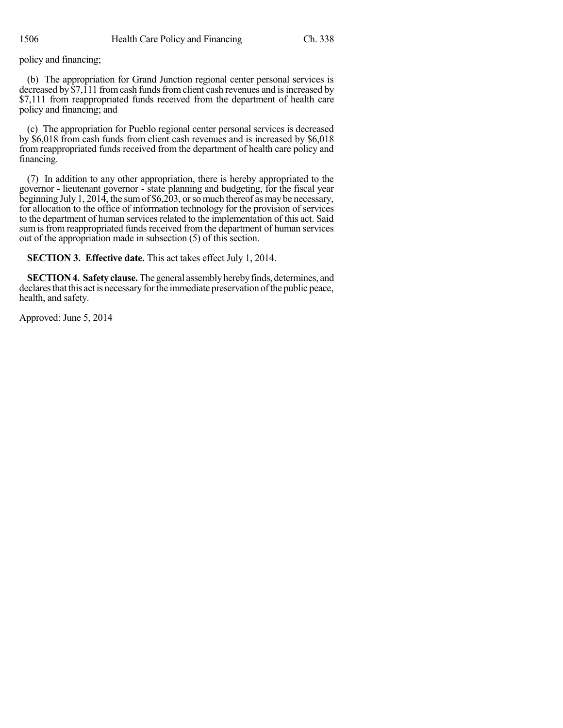policy and financing;

(b) The appropriation for Grand Junction regional center personal services is decreased by $7,111 from cash funds from client cash revenues and is increased by $7,111 from reappropriated funds received from the department of health care policy and financing; and

(c) The appropriation for Pueblo regional center personal services is decreased by $6,018 from cash funds from client cash revenues and is increased by $6,018 from reappropriated funds received from the department of health care policy and financing.

(7) In addition to any other appropriation, there is hereby appropriated to the governor - lieutenant governor - state planning and budgeting, for the fiscal year beginning July 1, 2014, the sum of $6,203, or so much thereof as may be necessary, for allocation to the office of information technology for the provision of services to the department of human services related to the implementation of this act. Said sum is from reappropriated funds received from the department of human services out of the appropriation made in subsection (5) of this section.

**SECTION 3. Effective date.** This act takes effect July 1, 2014.

**SECTION 4. Safety clause.** The general assembly hereby finds, determines, and declares that this act is necessary for the immediate preservation of the public peace, health, and safety.

Approved: June 5, 2014